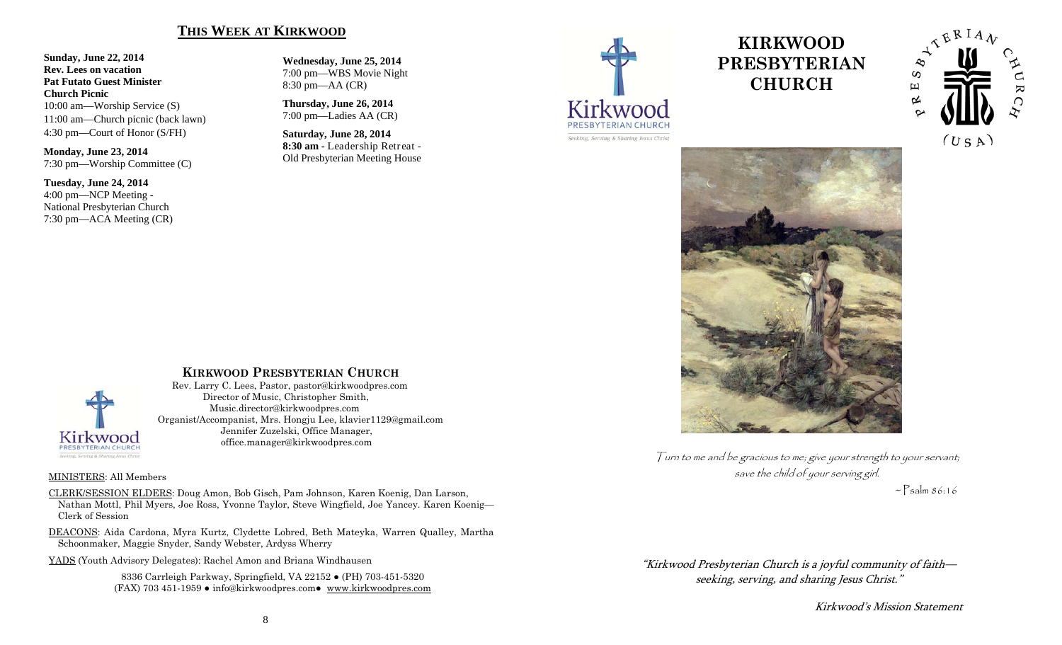## THIS WEEK AT KIRKWOOD

**Sunday, June 22, 2014**
**Rev. Lees on vacation**
**Pat Futato Guest Minister**
**Church Picnic**
10:00 am—Worship Service (S)
11:00 am—Church picnic (back lawn)
4:30 pm—Court of Honor (S/FH)

**Monday, June 23, 2014**
7:30 pm—Worship Committee (C)

**Tuesday, June 24, 2014**
4:00 pm—NCP Meeting - National Presbyterian Church
7:30 pm—ACA Meeting (CR)

**Wednesday, June 25, 2014**
7:00 pm—WBS Movie Night
8:30 pm—AA (CR)

**Thursday, June 26, 2014**
7:00 pm—Ladies AA (CR)

**Saturday, June 28, 2014**
**8:30 am** - Leadership Retreat - Old Presbyterian Meeting House

### KIRKWOOD PRESBYTERIAN CHURCH

Rev. Larry C. Lees, Pastor, pastor@kirkwoodpres.com
Director of Music, Christopher Smith, Music.director@kirkwoodpres.com
Organist/Accompanist, Mrs. Hongju Lee, klavier1129@gmail.com
Jennifer Zuzelski, Office Manager, office.manager@kirkwoodpres.com

MINISTERS: All Members

CLERK/SESSION ELDERS: Doug Amon, Bob Gisch, Pam Johnson, Karen Koenig, Dan Larson, Nathan Mottl, Phil Myers, Joe Ross, Yvonne Taylor, Steve Wingfield, Joe Yancey. Karen Koenig—Clerk of Session

DEACONS: Aida Cardona, Myra Kurtz, Clydette Lobred, Beth Mateyka, Warren Qualley, Martha Schoonmaker, Maggie Snyder, Sandy Webster, Ardyss Wherry

YADS (Youth Advisory Delegates): Rachel Amon and Briana Windhausen

8336 Carrleigh Parkway, Springfield, VA 22152 ● (PH) 703-451-5320
(FAX) 703 451-1959 ● info@kirkwoodpres.com● www.kirkwoodpres.com

Kirkwood PRESBYTERIAN CHURCH
Seeking, Serving & Sharing Jesus Christ

# KIRKWOOD PRESBYTERIAN CHURCH

PRESBYTERIAN CHURCH (USA)

*Turn to me and be gracious to me; give your strength to your servant; save the child of your serving girl.*

~Psalm 86:16

***"Kirkwood Presbyterian Church is a joyful community of faith—seeking, serving, and sharing Jesus Christ."***

***Kirkwood's Mission Statement***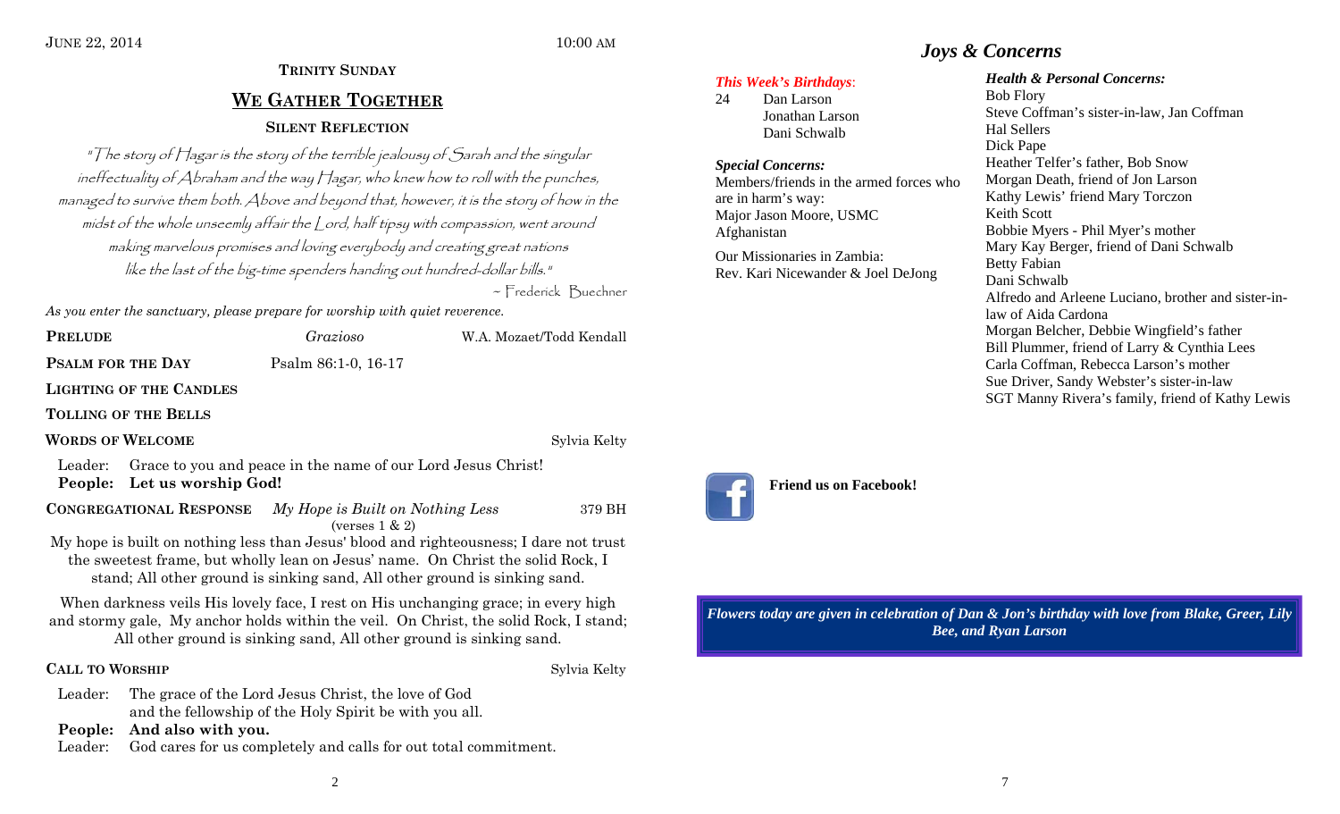JUNE 22, 2014 10:00 AM

**TRINITY SUNDAY**

## WE GATHER TOGETHER

**SILENT REFLECTION**

*"The story of Hagar is the story of the terrible jealousy of Sarah and the singular ineffectuality of Abraham and the way Hagar, who knew how to roll with the punches, managed to survive them both. Above and beyond that, however, it is the story of how in the midst of the whole unseemly affair the Lord, half tipsy with compassion, went around making marvelous promises and loving everybody and creating great nations like the last of the big-time spenders handing out hundred-dollar bills."*

~ Frederick Buechner

*As you enter the sanctuary, please prepare for worship with quiet reverence.*

**PRELUDE** *Grazioso* W.A. Mozaet/Todd Kendall

**PSALM FOR THE DAY** Psalm 86:1-0, 16-17

**LIGHTING OF THE CANDLES**

**TOLLING OF THE BELLS**

**WORDS OF WELCOME** Sylvia Kelty

Leader: Grace to you and peace in the name of our Lord Jesus Christ!
**People: Let us worship God!**

**CONGREGATIONAL RESPONSE** *My Hope is Built on Nothing Less* (verses 1 & 2) 379 BH

My hope is built on nothing less than Jesus' blood and righteousness; I dare not trust the sweetest frame, but wholly lean on Jesus' name. On Christ the solid Rock, I stand; All other ground is sinking sand, All other ground is sinking sand.

When darkness veils His lovely face, I rest on His unchanging grace; in every high and stormy gale, My anchor holds within the veil. On Christ, the solid Rock, I stand; All other ground is sinking sand, All other ground is sinking sand.

**CALL TO WORSHIP** Sylvia Kelty

Leader: The grace of the Lord Jesus Christ, the love of God and the fellowship of the Holy Spirit be with you all.
**People: And also with you.**
Leader: God cares for us completely and calls for out total commitment.

## *Joys & Concerns*

***This Week's Birthdays*:**

24 Dan Larson
Jonathan Larson
Dani Schwalb

***Special Concerns:***

Members/friends in the armed forces who are in harm's way:
Major Jason Moore, USMC
Afghanistan

Our Missionaries in Zambia:
Rev. Kari Nicewander & Joel DeJong

***Health & Personal Concerns:***

Bob Flory
Steve Coffman's sister-in-law, Jan Coffman
Hal Sellers
Dick Pape
Heather Telfer's father, Bob Snow
Morgan Death, friend of Jon Larson
Kathy Lewis' friend Mary Torczon
Keith Scott
Bobbie Myers - Phil Myer's mother
Mary Kay Berger, friend of Dani Schwalb
Betty Fabian
Dani Schwalb
Alfredo and Arleene Luciano, brother and sister-in-law of Aida Cardona
Morgan Belcher, Debbie Wingfield's father
Bill Plummer, friend of Larry & Cynthia Lees
Carla Coffman, Rebecca Larson's mother
Sue Driver, Sandy Webster's sister-in-law
SGT Manny Rivera's family, friend of Kathy Lewis

**Friend us on Facebook!**

***Flowers today are given in celebration of Dan & Jon's birthday with love from Blake, Greer, Lily Bee, and Ryan Larson***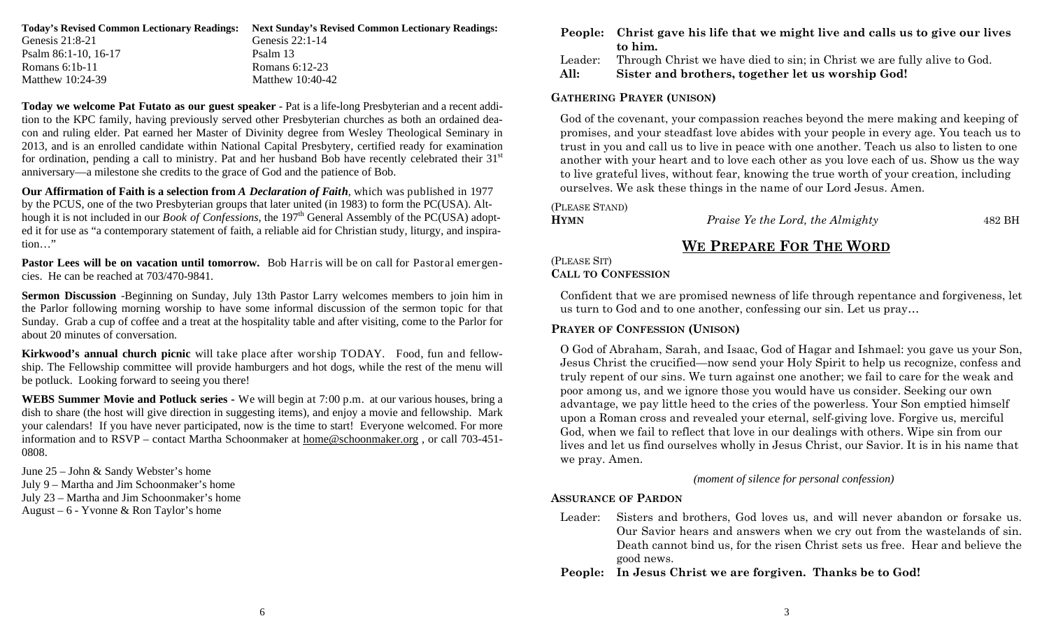| Today's Revised Common Lectionary Readings: | Next Sunday's Revised Common Lectionary Readings: |
|---|---|
| Genesis 21:8-21 | Genesis 22:1-14 |
| Psalm 86:1-10, 16-17 | Psalm 13 |
| Romans 6:1b-11 | Romans 6:12-23 |
| Matthew 10:24-39 | Matthew 10:40-42 |

**Today we welcome Pat Futato as our guest speaker** - Pat is a life-long Presbyterian and a recent addition to the KPC family, having previously served other Presbyterian churches as both an ordained deacon and ruling elder. Pat earned her Master of Divinity degree from Wesley Theological Seminary in 2013, and is an enrolled candidate within National Capital Presbytery, certified ready for examination for ordination, pending a call to ministry. Pat and her husband Bob have recently celebrated their 31st anniversary—a milestone she credits to the grace of God and the patience of Bob.

**Our Affirmation of Faith is a selection from** ***A Declaration of Faith***, which was published in 1977 by the PCUS, one of the two Presbyterian groups that later united (in 1983) to form the PC(USA). Although it is not included in our *Book of Confessions*, the 197th General Assembly of the PC(USA) adopted it for use as "a contemporary statement of faith, a reliable aid for Christian study, liturgy, and inspiration…"

**Pastor Lees will be on vacation until tomorrow.** Bob Harris will be on call for Pastoral emergencies. He can be reached at 703/470-9841.

**Sermon Discussion** -Beginning on Sunday, July 13th Pastor Larry welcomes members to join him in the Parlor following morning worship to have some informal discussion of the sermon topic for that Sunday. Grab a cup of coffee and a treat at the hospitality table and after visiting, come to the Parlor for about 20 minutes of conversation.

**Kirkwood's annual church picnic** will take place after worship TODAY. Food, fun and fellowship. The Fellowship committee will provide hamburgers and hot dogs, while the rest of the menu will be potluck. Looking forward to seeing you there!

**WEBS Summer Movie and Potluck series** - We will begin at 7:00 p.m. at our various houses, bring a dish to share (the host will give direction in suggesting items), and enjoy a movie and fellowship. Mark your calendars! If you have never participated, now is the time to start! Everyone welcomed. For more information and to RSVP – contact Martha Schoonmaker at home@schoonmaker.org , or call 703-451-0808.

June 25 – John & Sandy Webster's home
July 9 – Martha and Jim Schoonmaker's home
July 23 – Martha and Jim Schoonmaker's home
August – 6 - Yvonne & Ron Taylor's home

**People: Christ gave his life that we might live and calls us to give our lives to him.**
Leader: Through Christ we have died to sin; in Christ we are fully alive to God.
**All: Sister and brothers, together let us worship God!**

**GATHERING PRAYER (UNISON)**

God of the covenant, your compassion reaches beyond the mere making and keeping of promises, and your steadfast love abides with your people in every age. You teach us to trust in you and call us to live in peace with one another. Teach us also to listen to one another with your heart and to love each other as you love each of us. Show us the way to live grateful lives, without fear, knowing the true worth of your creation, including ourselves. We ask these things in the name of our Lord Jesus. Amen.

(PLEASE STAND)
**HYMN** *Praise Ye the Lord, the Almighty* 482 BH

## WE PREPARE FOR THE WORD

(PLEASE SIT)
**CALL TO CONFESSION**

Confident that we are promised newness of life through repentance and forgiveness, let us turn to God and to one another, confessing our sin. Let us pray…

**PRAYER OF CONFESSION (UNISON)**

O God of Abraham, Sarah, and Isaac, God of Hagar and Ishmael: you gave us your Son, Jesus Christ the crucified—now send your Holy Spirit to help us recognize, confess and truly repent of our sins. We turn against one another; we fail to care for the weak and poor among us, and we ignore those you would have us consider. Seeking our own advantage, we pay little heed to the cries of the powerless. Your Son emptied himself upon a Roman cross and revealed your eternal, self-giving love. Forgive us, merciful God, when we fail to reflect that love in our dealings with others. Wipe sin from our lives and let us find ourselves wholly in Jesus Christ, our Savior. It is in his name that we pray. Amen.

*(moment of silence for personal confession)*

**ASSURANCE OF PARDON**

Leader: Sisters and brothers, God loves us, and will never abandon or forsake us. Our Savior hears and answers when we cry out from the wastelands of sin. Death cannot bind us, for the risen Christ sets us free. Hear and believe the good news.
**People: In Jesus Christ we are forgiven. Thanks be to God!**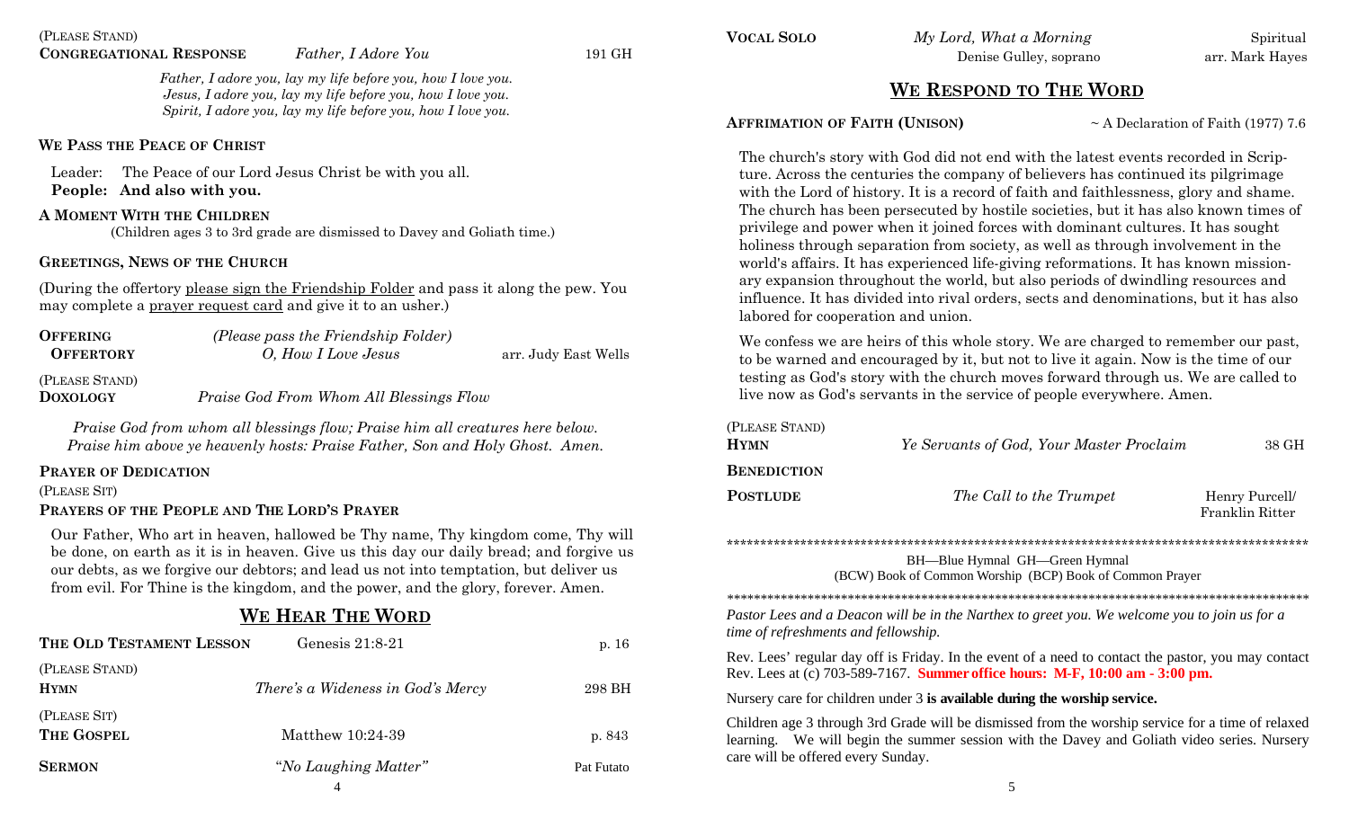(PLEASE STAND)

**CONGREGATIONAL RESPONSE** *Father, I Adore You* 191 GH

*Father, I adore you, lay my life before you, how I love you.*
*Jesus, I adore you, lay my life before you, how I love you.*
*Spirit, I adore you, lay my life before you, how I love you.*

**WE PASS THE PEACE OF CHRIST**

Leader: The Peace of our Lord Jesus Christ be with you all.
**People: And also with you.**

**A MOMENT WITH THE CHILDREN**

(Children ages 3 to 3rd grade are dismissed to Davey and Goliath time.)

**GREETINGS, NEWS OF THE CHURCH**

(During the offertory please sign the Friendship Folder and pass it along the pew. You may complete a prayer request card and give it to an usher.)

**OFFERING** *(Please pass the Friendship Folder)*
**OFFERTORY** *O, How I Love Jesus* arr. Judy East Wells

(PLEASE STAND)

**DOXOLOGY** *Praise God From Whom All Blessings Flow*

*Praise God from whom all blessings flow; Praise him all creatures here below.*
*Praise him above ye heavenly hosts: Praise Father, Son and Holy Ghost. Amen.*

**PRAYER OF DEDICATION**

(PLEASE SIT)

**PRAYERS OF THE PEOPLE AND THE LORD'S PRAYER**

Our Father, Who art in heaven, hallowed be Thy name, Thy kingdom come, Thy will be done, on earth as it is in heaven. Give us this day our daily bread; and forgive us our debts, as we forgive our debtors; and lead us not into temptation, but deliver us from evil. For Thine is the kingdom, and the power, and the glory, forever. Amen.

## WE HEAR THE WORD

**THE OLD TESTAMENT LESSON** Genesis 21:8-21 p. 16

(PLEASE STAND)

**HYMN** *There's a Wideness in God's Mercy* 298 BH

(PLEASE SIT)

**THE GOSPEL** Matthew 10:24-39 p. 843

**SERMON** "No Laughing Matter" Pat Futato

**VOCAL SOLO** *My Lord, What a Morning* Spiritual
Denise Gulley, soprano arr. Mark Hayes

## WE RESPOND TO THE WORD

**AFFIRMATION OF FAITH (UNISON)** ~ A Declaration of Faith (1977) 7.6

The church's story with God did not end with the latest events recorded in Scripture. Across the centuries the company of believers has continued its pilgrimage with the Lord of history. It is a record of faith and faithlessness, glory and shame. The church has been persecuted by hostile societies, but it has also known times of privilege and power when it joined forces with dominant cultures. It has sought holiness through separation from society, as well as through involvement in the world's affairs. It has experienced life-giving reformations. It has known missionary expansion throughout the world, but also periods of dwindling resources and influence. It has divided into rival orders, sects and denominations, but it has also labored for cooperation and union.

We confess we are heirs of this whole story. We are charged to remember our past, to be warned and encouraged by it, but not to live it again. Now is the time of our testing as God's story with the church moves forward through us. We are called to live now as God's servants in the service of people everywhere. Amen.

(PLEASE STAND)

**HYMN** *Ye Servants of God, Your Master Proclaim* 38 GH

**BENEDICTION**

**POSTLUDE** *The Call to the Trumpet* Henry Purcell/ Franklin Ritter

*******************************************************************************************

BH—Blue Hymnal GH—Green Hymnal
(BCW) Book of Common Worship (BCP) Book of Common Prayer

*******************************************************************************************

*Pastor Lees and a Deacon will be in the Narthex to greet you. We welcome you to join us for a time of refreshments and fellowship.*

Rev. Lees' regular day off is Friday. In the event of a need to contact the pastor, you may contact Rev. Lees at (c) 703-589-7167. **Summer office hours: M-F, 10:00 am - 3:00 pm.**

Nursery care for children under 3 **is available during the worship service.**

Children age 3 through 3rd Grade will be dismissed from the worship service for a time of relaxed learning. We will begin the summer session with the Davey and Goliath video series. Nursery care will be offered every Sunday.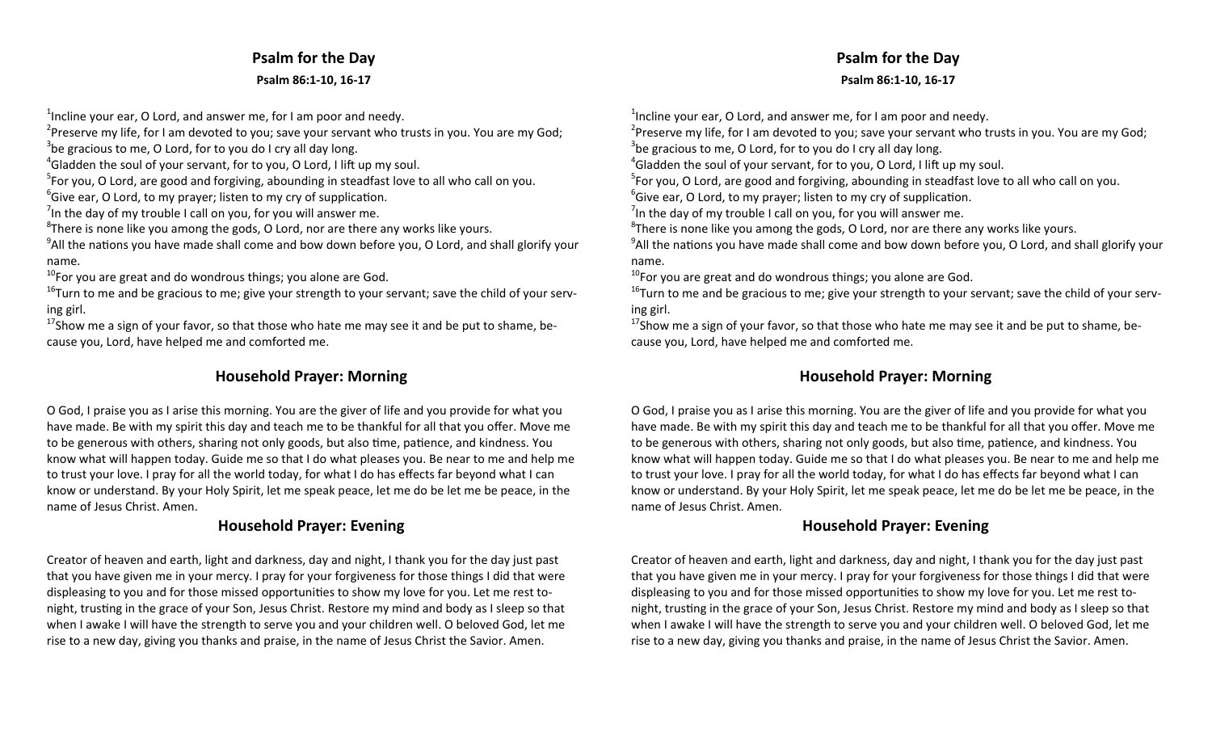## Psalm for the Day

**Psalm 86:1-10, 16-17**

[1]Incline your ear, O Lord, and answer me, for I am poor and needy.
[2]Preserve my life, for I am devoted to you; save your servant who trusts in you. You are my God;
[3]be gracious to me, O Lord, for to you do I cry all day long.
[4]Gladden the soul of your servant, for to you, O Lord, I lift up my soul.
[5]For you, O Lord, are good and forgiving, abounding in steadfast love to all who call on you.
[6]Give ear, O Lord, to my prayer; listen to my cry of supplication.
[7]In the day of my trouble I call on you, for you will answer me.
[8]There is none like you among the gods, O Lord, nor are there any works like yours.
[9]All the nations you have made shall come and bow down before you, O Lord, and shall glorify your name.
[10]For you are great and do wondrous things; you alone are God.
[16]Turn to me and be gracious to me; give your strength to your servant; save the child of your serving girl.
[17]Show me a sign of your favor, so that those who hate me may see it and be put to shame, because you, Lord, have helped me and comforted me.

## Household Prayer: Morning

O God, I praise you as I arise this morning. You are the giver of life and you provide for what you have made. Be with my spirit this day and teach me to be thankful for all that you offer. Move me to be generous with others, sharing not only goods, but also time, patience, and kindness. You know what will happen today. Guide me so that I do what pleases you. Be near to me and help me to trust your love. I pray for all the world today, for what I do has effects far beyond what I can know or understand. By your Holy Spirit, let me speak peace, let me do be let me be peace, in the name of Jesus Christ. Amen.

## Household Prayer: Evening

Creator of heaven and earth, light and darkness, day and night, I thank you for the day just past that you have given me in your mercy. I pray for your forgiveness for those things I did that were displeasing to you and for those missed opportunities to show my love for you. Let me rest tonight, trusting in the grace of your Son, Jesus Christ. Restore my mind and body as I sleep so that when I awake I will have the strength to serve you and your children well. O beloved God, let me rise to a new day, giving you thanks and praise, in the name of Jesus Christ the Savior. Amen.

## Psalm for the Day

**Psalm 86:1-10, 16-17**

[1]Incline your ear, O Lord, and answer me, for I am poor and needy.
[2]Preserve my life, for I am devoted to you; save your servant who trusts in you. You are my God;
[3]be gracious to me, O Lord, for to you do I cry all day long.
[4]Gladden the soul of your servant, for to you, O Lord, I lift up my soul.
[5]For you, O Lord, are good and forgiving, abounding in steadfast love to all who call on you.
[6]Give ear, O Lord, to my prayer; listen to my cry of supplication.
[7]In the day of my trouble I call on you, for you will answer me.
[8]There is none like you among the gods, O Lord, nor are there any works like yours.
[9]All the nations you have made shall come and bow down before you, O Lord, and shall glorify your name.
[10]For you are great and do wondrous things; you alone are God.
[16]Turn to me and be gracious to me; give your strength to your servant; save the child of your serving girl.
[17]Show me a sign of your favor, so that those who hate me may see it and be put to shame, because you, Lord, have helped me and comforted me.

## Household Prayer: Morning

O God, I praise you as I arise this morning. You are the giver of life and you provide for what you have made. Be with my spirit this day and teach me to be thankful for all that you offer. Move me to be generous with others, sharing not only goods, but also time, patience, and kindness. You know what will happen today. Guide me so that I do what pleases you. Be near to me and help me to trust your love. I pray for all the world today, for what I do has effects far beyond what I can know or understand. By your Holy Spirit, let me speak peace, let me do be let me be peace, in the name of Jesus Christ. Amen.

## Household Prayer: Evening

Creator of heaven and earth, light and darkness, day and night, I thank you for the day just past that you have given me in your mercy. I pray for your forgiveness for those things I did that were displeasing to you and for those missed opportunities to show my love for you. Let me rest tonight, trusting in the grace of your Son, Jesus Christ. Restore my mind and body as I sleep so that when I awake I will have the strength to serve you and your children well. O beloved God, let me rise to a new day, giving you thanks and praise, in the name of Jesus Christ the Savior. Amen.